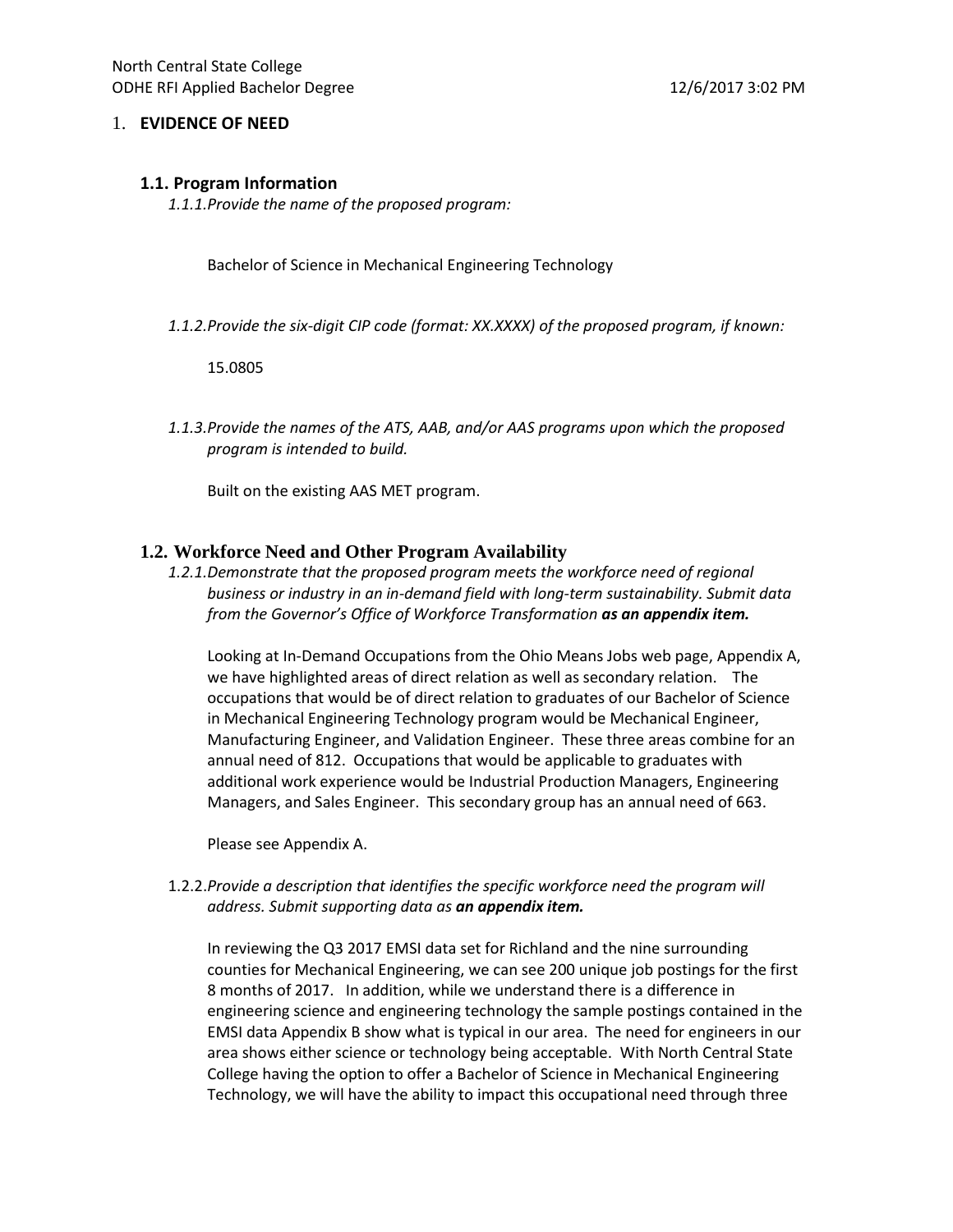North Central State College
ODHE RFI Applied Bachelor Degree 12/6/2017 3:02 PM

# 1. EVIDENCE OF NEED

## 1.1. Program Information

*1.1.1. Provide the name of the proposed program:*

Bachelor of Science in Mechanical Engineering Technology

*1.1.2. Provide the six-digit CIP code (format: XX.XXXX) of the proposed program, if known:*

15.0805

*1.1.3. Provide the names of the ATS, AAB, and/or AAS programs upon which the proposed program is intended to build.*

Built on the existing AAS MET program.

## 1.2. Workforce Need and Other Program Availability

*1.2.1. Demonstrate that the proposed program meets the workforce need of regional business or industry in an in-demand field with long-term sustainability. Submit data from the Governor's Office of Workforce Transformation* ***as an appendix item.***

Looking at In-Demand Occupations from the Ohio Means Jobs web page, Appendix A, we have highlighted areas of direct relation as well as secondary relation. The occupations that would be of direct relation to graduates of our Bachelor of Science in Mechanical Engineering Technology program would be Mechanical Engineer, Manufacturing Engineer, and Validation Engineer. These three areas combine for an annual need of 812. Occupations that would be applicable to graduates with additional work experience would be Industrial Production Managers, Engineering Managers, and Sales Engineer. This secondary group has an annual need of 663.

Please see Appendix A.

1.2.2. *Provide a description that identifies the specific workforce need the program will address. Submit supporting data as* ***an appendix item.***

In reviewing the Q3 2017 EMSI data set for Richland and the nine surrounding counties for Mechanical Engineering, we can see 200 unique job postings for the first 8 months of 2017. In addition, while we understand there is a difference in engineering science and engineering technology the sample postings contained in the EMSI data Appendix B show what is typical in our area. The need for engineers in our area shows either science or technology being acceptable. With North Central State College having the option to offer a Bachelor of Science in Mechanical Engineering Technology, we will have the ability to impact this occupational need through three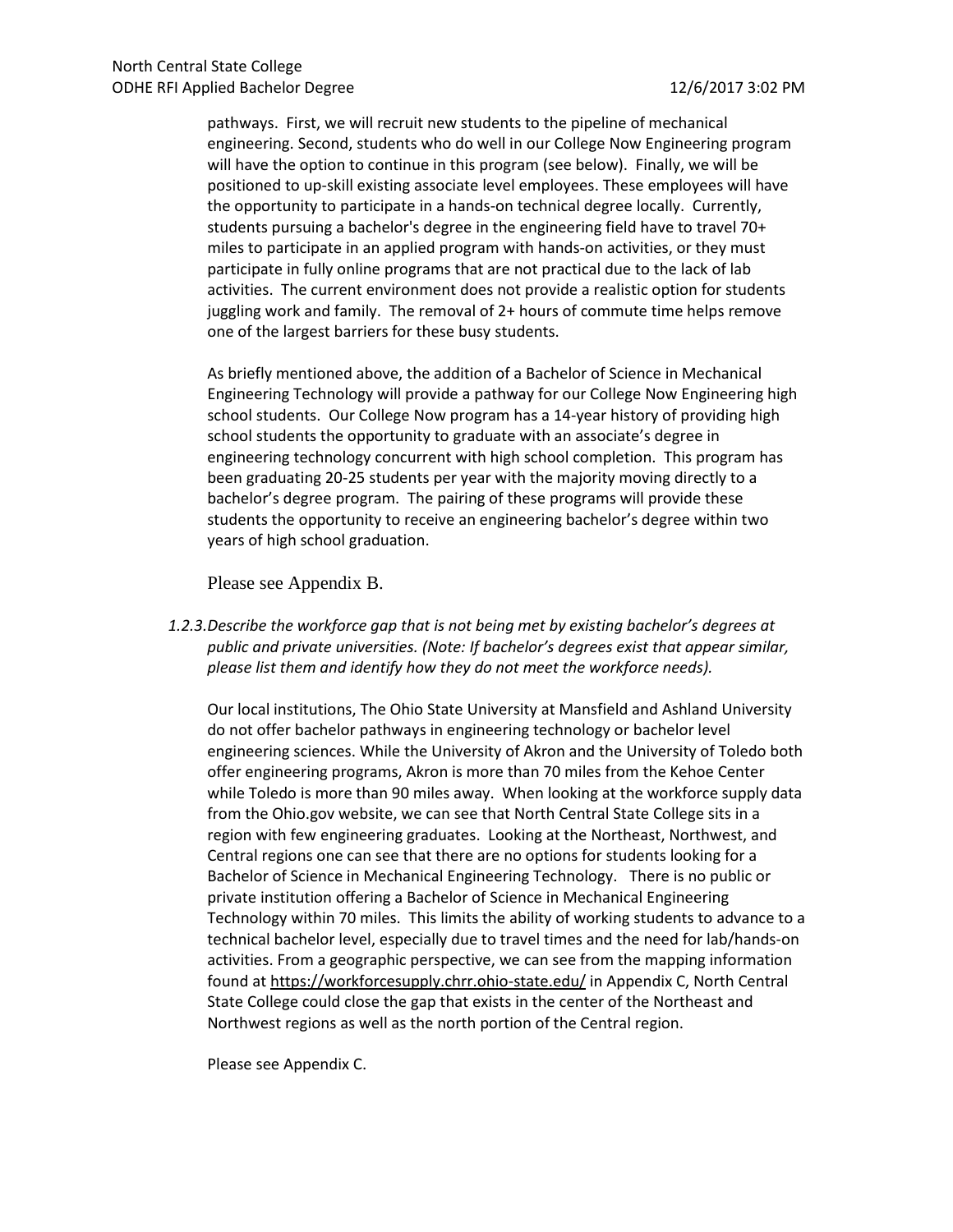pathways. First, we will recruit new students to the pipeline of mechanical engineering. Second, students who do well in our College Now Engineering program will have the option to continue in this program (see below). Finally, we will be positioned to up-skill existing associate level employees. These employees will have the opportunity to participate in a hands-on technical degree locally. Currently, students pursuing a bachelor's degree in the engineering field have to travel 70+ miles to participate in an applied program with hands-on activities, or they must participate in fully online programs that are not practical due to the lack of lab activities. The current environment does not provide a realistic option for students juggling work and family. The removal of 2+ hours of commute time helps remove one of the largest barriers for these busy students.

As briefly mentioned above, the addition of a Bachelor of Science in Mechanical Engineering Technology will provide a pathway for our College Now Engineering high school students. Our College Now program has a 14-year history of providing high school students the opportunity to graduate with an associate's degree in engineering technology concurrent with high school completion. This program has been graduating 20-25 students per year with the majority moving directly to a bachelor's degree program. The pairing of these programs will provide these students the opportunity to receive an engineering bachelor's degree within two years of high school graduation.

Please see Appendix B.

*1.2.3. Describe the workforce gap that is not being met by existing bachelor's degrees at public and private universities. (Note: If bachelor's degrees exist that appear similar, please list them and identify how they do not meet the workforce needs).*

Our local institutions, The Ohio State University at Mansfield and Ashland University do not offer bachelor pathways in engineering technology or bachelor level engineering sciences. While the University of Akron and the University of Toledo both offer engineering programs, Akron is more than 70 miles from the Kehoe Center while Toledo is more than 90 miles away. When looking at the workforce supply data from the Ohio.gov website, we can see that North Central State College sits in a region with few engineering graduates. Looking at the Northeast, Northwest, and Central regions one can see that there are no options for students looking for a Bachelor of Science in Mechanical Engineering Technology. There is no public or private institution offering a Bachelor of Science in Mechanical Engineering Technology within 70 miles. This limits the ability of working students to advance to a technical bachelor level, especially due to travel times and the need for lab/hands-on activities. From a geographic perspective, we can see from the mapping information found at https://workforcesupply.chrr.ohio-state.edu/ in Appendix C, North Central State College could close the gap that exists in the center of the Northeast and Northwest regions as well as the north portion of the Central region.

Please see Appendix C.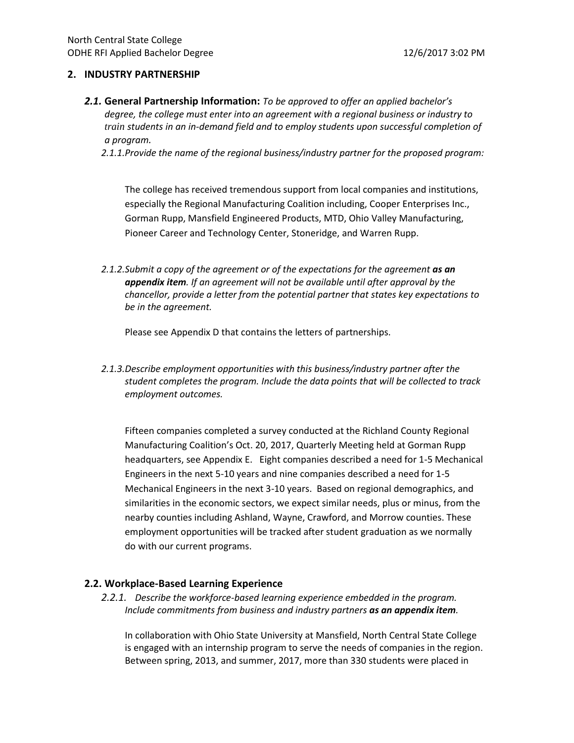## 2. INDUSTRY PARTNERSHIP

### *2.1.* General Partnership Information: *To be approved to offer an applied bachelor's degree, the college must enter into an agreement with a regional business or industry to train students in an in-demand field and to employ students upon successful completion of a program.*

*2.1.1.Provide the name of the regional business/industry partner for the proposed program:*

The college has received tremendous support from local companies and institutions, especially the Regional Manufacturing Coalition including, Cooper Enterprises Inc., Gorman Rupp, Mansfield Engineered Products, MTD, Ohio Valley Manufacturing, Pioneer Career and Technology Center, Stoneridge, and Warren Rupp.

*2.1.2.Submit a copy of the agreement or of the expectations for the agreement* ***as an appendix item****. If an agreement will not be available until after approval by the chancellor, provide a letter from the potential partner that states key expectations to be in the agreement.*

Please see Appendix D that contains the letters of partnerships.

*2.1.3.Describe employment opportunities with this business/industry partner after the student completes the program. Include the data points that will be collected to track employment outcomes.*

Fifteen companies completed a survey conducted at the Richland County Regional Manufacturing Coalition's Oct. 20, 2017, Quarterly Meeting held at Gorman Rupp headquarters, see Appendix E. Eight companies described a need for 1-5 Mechanical Engineers in the next 5-10 years and nine companies described a need for 1-5 Mechanical Engineers in the next 3-10 years. Based on regional demographics, and similarities in the economic sectors, we expect similar needs, plus or minus, from the nearby counties including Ashland, Wayne, Crawford, and Morrow counties. These employment opportunities will be tracked after student graduation as we normally do with our current programs.

### 2.2. Workplace-Based Learning Experience

*2.2.1. Describe the workforce-based learning experience embedded in the program. Include commitments from business and industry partners* ***as an appendix item****.*

In collaboration with Ohio State University at Mansfield, North Central State College is engaged with an internship program to serve the needs of companies in the region. Between spring, 2013, and summer, 2017, more than 330 students were placed in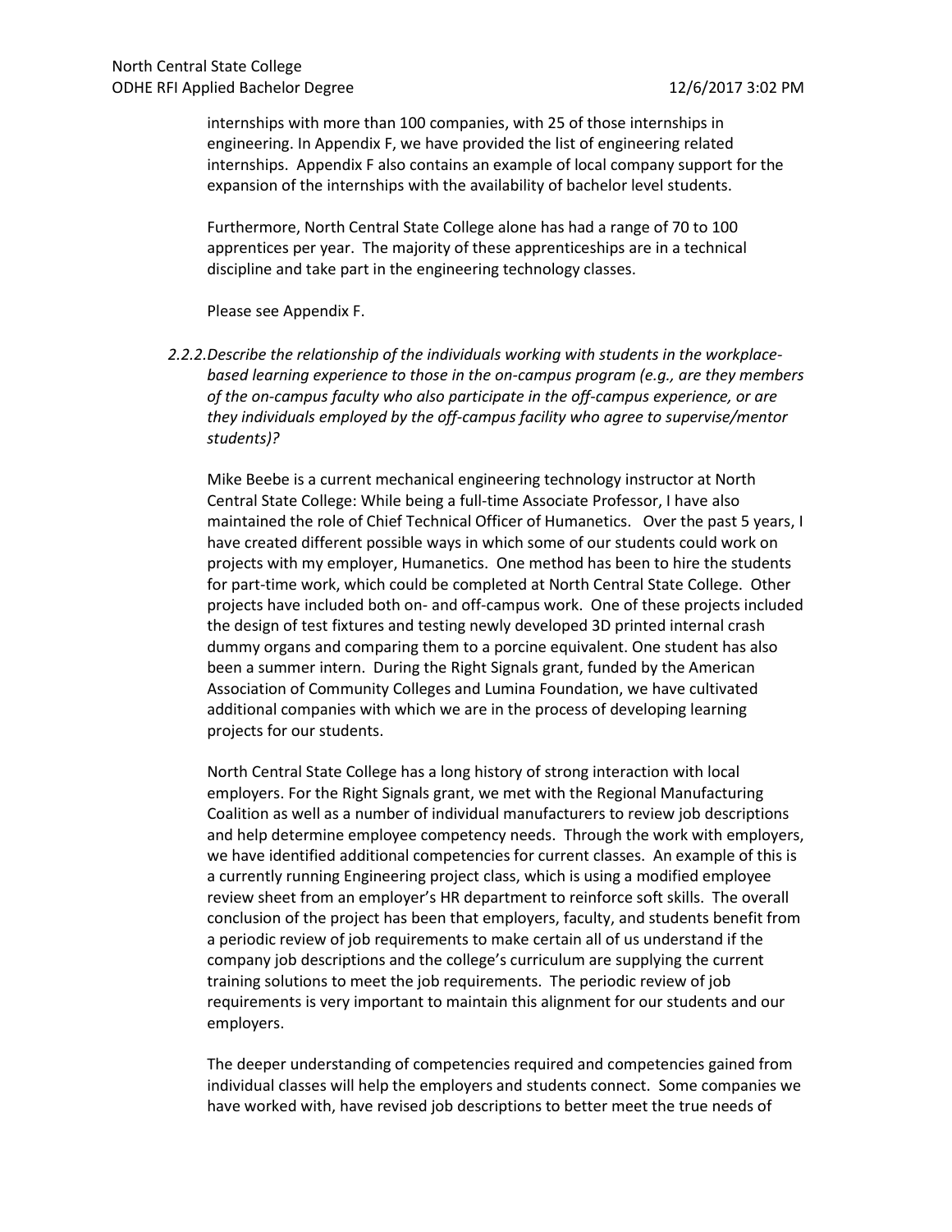internships with more than 100 companies, with 25 of those internships in engineering. In Appendix F, we have provided the list of engineering related internships. Appendix F also contains an example of local company support for the expansion of the internships with the availability of bachelor level students.

Furthermore, North Central State College alone has had a range of 70 to 100 apprentices per year. The majority of these apprenticeships are in a technical discipline and take part in the engineering technology classes.

Please see Appendix F.

*2.2.2. Describe the relationship of the individuals working with students in the workplace-based learning experience to those in the on-campus program (e.g., are they members of the on-campus faculty who also participate in the off-campus experience, or are they individuals employed by the off-campus facility who agree to supervise/mentor students)?*

Mike Beebe is a current mechanical engineering technology instructor at North Central State College: While being a full-time Associate Professor, I have also maintained the role of Chief Technical Officer of Humanetics. Over the past 5 years, I have created different possible ways in which some of our students could work on projects with my employer, Humanetics. One method has been to hire the students for part-time work, which could be completed at North Central State College. Other projects have included both on- and off-campus work. One of these projects included the design of test fixtures and testing newly developed 3D printed internal crash dummy organs and comparing them to a porcine equivalent. One student has also been a summer intern. During the Right Signals grant, funded by the American Association of Community Colleges and Lumina Foundation, we have cultivated additional companies with which we are in the process of developing learning projects for our students.

North Central State College has a long history of strong interaction with local employers. For the Right Signals grant, we met with the Regional Manufacturing Coalition as well as a number of individual manufacturers to review job descriptions and help determine employee competency needs. Through the work with employers, we have identified additional competencies for current classes. An example of this is a currently running Engineering project class, which is using a modified employee review sheet from an employer's HR department to reinforce soft skills. The overall conclusion of the project has been that employers, faculty, and students benefit from a periodic review of job requirements to make certain all of us understand if the company job descriptions and the college's curriculum are supplying the current training solutions to meet the job requirements. The periodic review of job requirements is very important to maintain this alignment for our students and our employers.

The deeper understanding of competencies required and competencies gained from individual classes will help the employers and students connect. Some companies we have worked with, have revised job descriptions to better meet the true needs of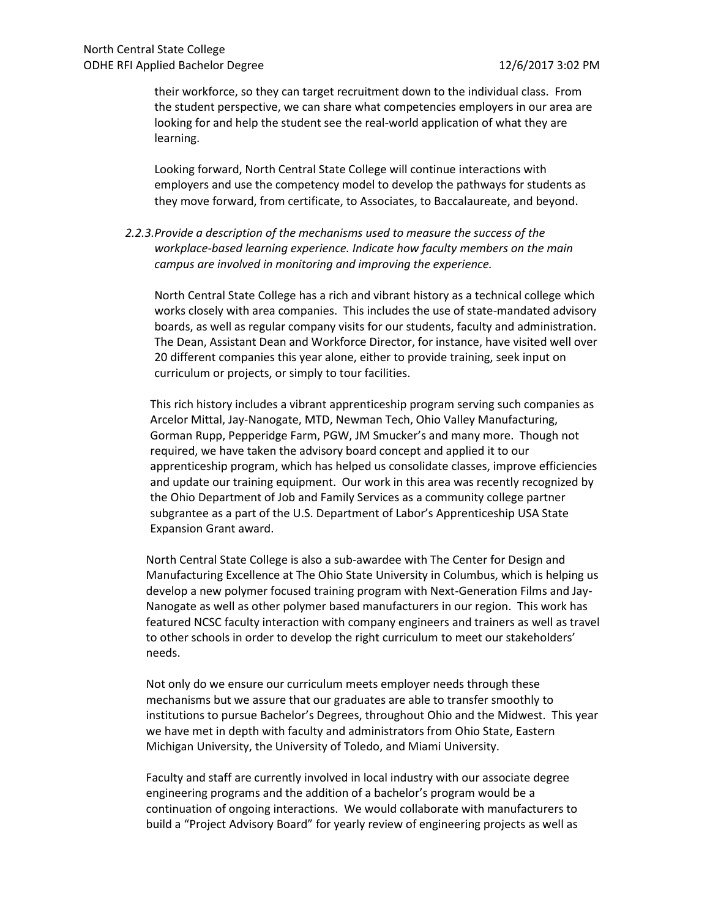their workforce, so they can target recruitment down to the individual class. From the student perspective, we can share what competencies employers in our area are looking for and help the student see the real-world application of what they are learning.

Looking forward, North Central State College will continue interactions with employers and use the competency model to develop the pathways for students as they move forward, from certificate, to Associates, to Baccalaureate, and beyond.

*2.2.3. Provide a description of the mechanisms used to measure the success of the workplace-based learning experience. Indicate how faculty members on the main campus are involved in monitoring and improving the experience.*

North Central State College has a rich and vibrant history as a technical college which works closely with area companies. This includes the use of state-mandated advisory boards, as well as regular company visits for our students, faculty and administration. The Dean, Assistant Dean and Workforce Director, for instance, have visited well over 20 different companies this year alone, either to provide training, seek input on curriculum or projects, or simply to tour facilities.

This rich history includes a vibrant apprenticeship program serving such companies as Arcelor Mittal, Jay-Nanogate, MTD, Newman Tech, Ohio Valley Manufacturing, Gorman Rupp, Pepperidge Farm, PGW, JM Smucker's and many more. Though not required, we have taken the advisory board concept and applied it to our apprenticeship program, which has helped us consolidate classes, improve efficiencies and update our training equipment. Our work in this area was recently recognized by the Ohio Department of Job and Family Services as a community college partner subgrantee as a part of the U.S. Department of Labor's Apprenticeship USA State Expansion Grant award.

North Central State College is also a sub-awardee with The Center for Design and Manufacturing Excellence at The Ohio State University in Columbus, which is helping us develop a new polymer focused training program with Next-Generation Films and Jay-Nanogate as well as other polymer based manufacturers in our region. This work has featured NCSC faculty interaction with company engineers and trainers as well as travel to other schools in order to develop the right curriculum to meet our stakeholders' needs.

Not only do we ensure our curriculum meets employer needs through these mechanisms but we assure that our graduates are able to transfer smoothly to institutions to pursue Bachelor's Degrees, throughout Ohio and the Midwest. This year we have met in depth with faculty and administrators from Ohio State, Eastern Michigan University, the University of Toledo, and Miami University.

Faculty and staff are currently involved in local industry with our associate degree engineering programs and the addition of a bachelor's program would be a continuation of ongoing interactions. We would collaborate with manufacturers to build a "Project Advisory Board" for yearly review of engineering projects as well as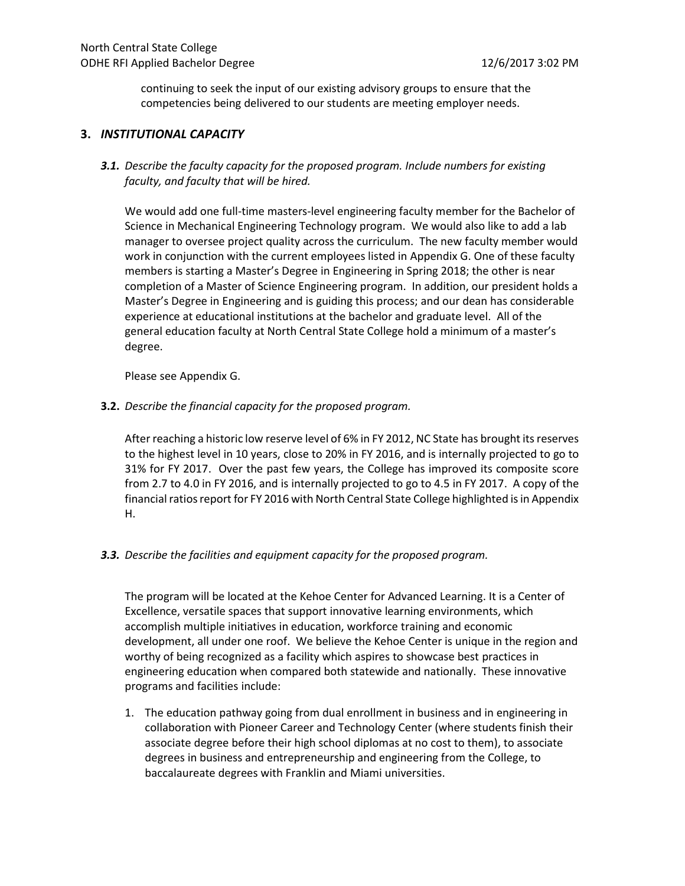continuing to seek the input of our existing advisory groups to ensure that the competencies being delivered to our students are meeting employer needs.

## 3. *INSTITUTIONAL CAPACITY*

***3.1.*** *Describe the faculty capacity for the proposed program. Include numbers for existing faculty, and faculty that will be hired.*

We would add one full-time masters-level engineering faculty member for the Bachelor of Science in Mechanical Engineering Technology program. We would also like to add a lab manager to oversee project quality across the curriculum. The new faculty member would work in conjunction with the current employees listed in Appendix G. One of these faculty members is starting a Master's Degree in Engineering in Spring 2018; the other is near completion of a Master of Science Engineering program. In addition, our president holds a Master's Degree in Engineering and is guiding this process; and our dean has considerable experience at educational institutions at the bachelor and graduate level. All of the general education faculty at North Central State College hold a minimum of a master's degree.

Please see Appendix G.

**3.2.** *Describe the financial capacity for the proposed program.*

After reaching a historic low reserve level of 6% in FY 2012, NC State has brought its reserves to the highest level in 10 years, close to 20% in FY 2016, and is internally projected to go to 31% for FY 2017. Over the past few years, the College has improved its composite score from 2.7 to 4.0 in FY 2016, and is internally projected to go to 4.5 in FY 2017. A copy of the financial ratios report for FY 2016 with North Central State College highlighted is in Appendix H.

***3.3.*** *Describe the facilities and equipment capacity for the proposed program.*

The program will be located at the Kehoe Center for Advanced Learning. It is a Center of Excellence, versatile spaces that support innovative learning environments, which accomplish multiple initiatives in education, workforce training and economic development, all under one roof. We believe the Kehoe Center is unique in the region and worthy of being recognized as a facility which aspires to showcase best practices in engineering education when compared both statewide and nationally. These innovative programs and facilities include:

1. The education pathway going from dual enrollment in business and in engineering in collaboration with Pioneer Career and Technology Center (where students finish their associate degree before their high school diplomas at no cost to them), to associate degrees in business and entrepreneurship and engineering from the College, to baccalaureate degrees with Franklin and Miami universities.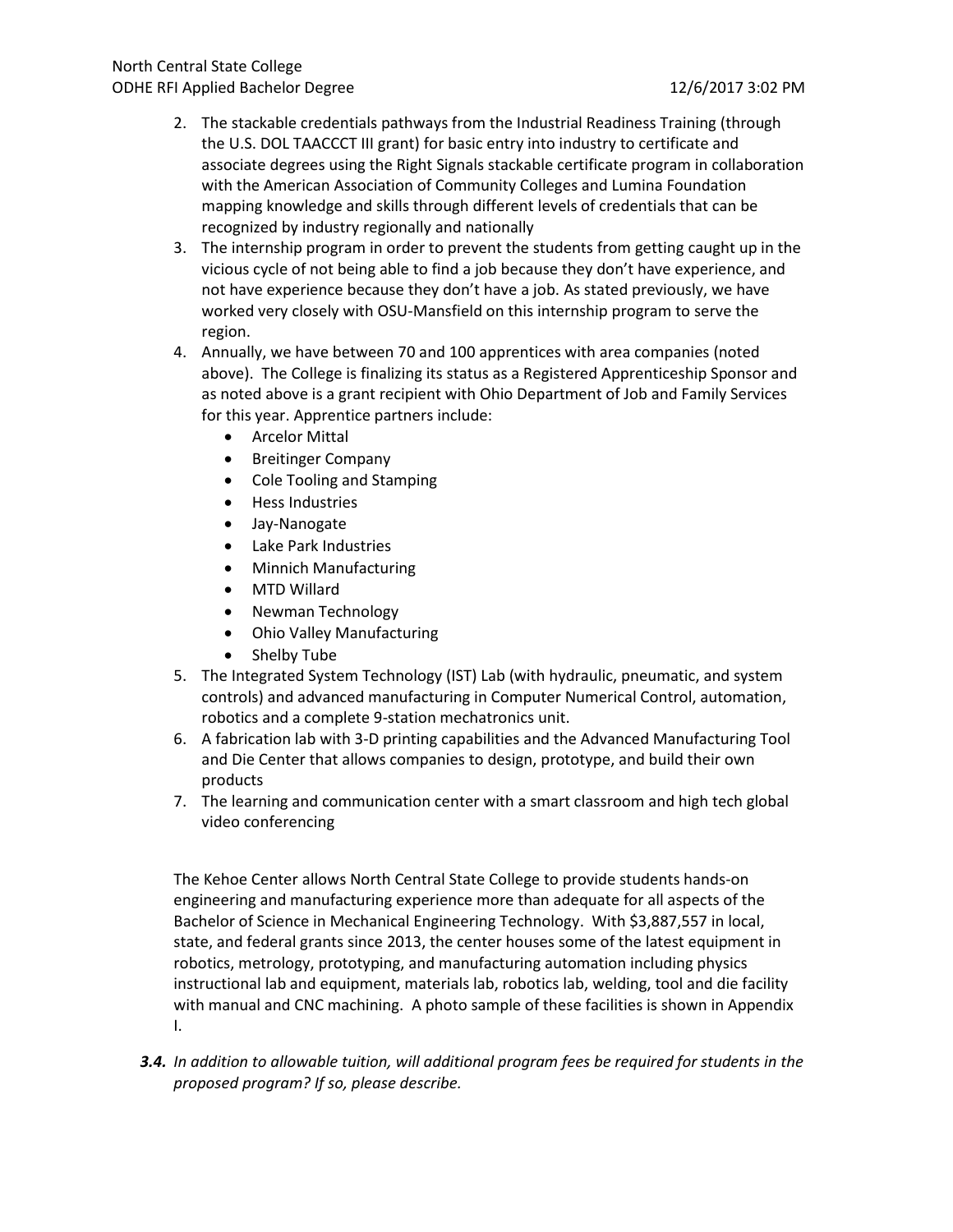2. The stackable credentials pathways from the Industrial Readiness Training (through the U.S. DOL TAACCCT III grant) for basic entry into industry to certificate and associate degrees using the Right Signals stackable certificate program in collaboration with the American Association of Community Colleges and Lumina Foundation mapping knowledge and skills through different levels of credentials that can be recognized by industry regionally and nationally
3. The internship program in order to prevent the students from getting caught up in the vicious cycle of not being able to find a job because they don't have experience, and not have experience because they don't have a job. As stated previously, we have worked very closely with OSU-Mansfield on this internship program to serve the region.
4. Annually, we have between 70 and 100 apprentices with area companies (noted above). The College is finalizing its status as a Registered Apprenticeship Sponsor and as noted above is a grant recipient with Ohio Department of Job and Family Services for this year. Apprentice partners include:
   - Arcelor Mittal
   - Breitinger Company
   - Cole Tooling and Stamping
   - Hess Industries
   - Jay-Nanogate
   - Lake Park Industries
   - Minnich Manufacturing
   - MTD Willard
   - Newman Technology
   - Ohio Valley Manufacturing
   - Shelby Tube
5. The Integrated System Technology (IST) Lab (with hydraulic, pneumatic, and system controls) and advanced manufacturing in Computer Numerical Control, automation, robotics and a complete 9-station mechatronics unit.
6. A fabrication lab with 3-D printing capabilities and the Advanced Manufacturing Tool and Die Center that allows companies to design, prototype, and build their own products
7. The learning and communication center with a smart classroom and high tech global video conferencing

The Kehoe Center allows North Central State College to provide students hands-on engineering and manufacturing experience more than adequate for all aspects of the Bachelor of Science in Mechanical Engineering Technology. With $3,887,557 in local, state, and federal grants since 2013, the center houses some of the latest equipment in robotics, metrology, prototyping, and manufacturing automation including physics instructional lab and equipment, materials lab, robotics lab, welding, tool and die facility with manual and CNC machining. A photo sample of these facilities is shown in Appendix I.

***3.4.*** *In addition to allowable tuition, will additional program fees be required for students in the proposed program? If so, please describe.*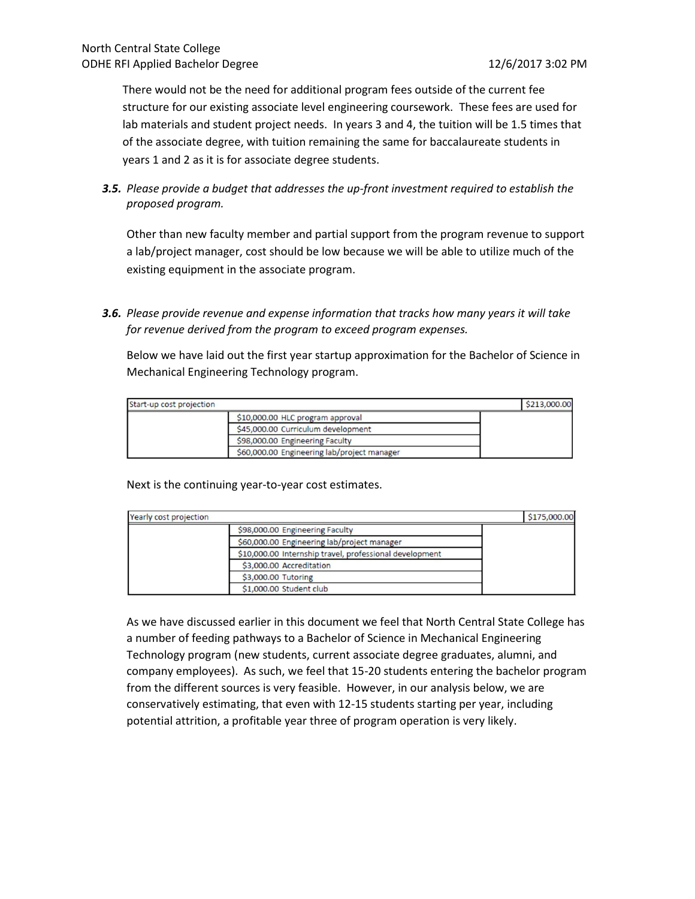There would not be the need for additional program fees outside of the current fee structure for our existing associate level engineering coursework. These fees are used for lab materials and student project needs. In years 3 and 4, the tuition will be 1.5 times that of the associate degree, with tuition remaining the same for baccalaureate students in years 1 and 2 as it is for associate degree students.

***3.5.*** *Please provide a budget that addresses the up-front investment required to establish the proposed program.*

Other than new faculty member and partial support from the program revenue to support a lab/project manager, cost should be low because we will be able to utilize much of the existing equipment in the associate program.

***3.6.*** *Please provide revenue and expense information that tracks how many years it will take for revenue derived from the program to exceed program expenses.*

Below we have laid out the first year startup approximation for the Bachelor of Science in Mechanical Engineering Technology program.

| Start-up cost projection | | $213,000.00 |
|---|---|---|
| | $10,000.00 HLC program approval | |
| | $45,000.00 Curriculum development | |
| | $98,000.00 Engineering Faculty | |
| | $60,000.00 Engineering lab/project manager | |

Next is the continuing year-to-year cost estimates.

| Yearly cost projection | | $175,000.00 |
|---|---|---|
| | $98,000.00 Engineering Faculty | |
| | $60,000.00 Engineering lab/project manager | |
| | $10,000.00 Internship travel, professional development | |
| | $3,000.00 Accreditation | |
| | $3,000.00 Tutoring | |
| | $1,000.00 Student club | |

As we have discussed earlier in this document we feel that North Central State College has a number of feeding pathways to a Bachelor of Science in Mechanical Engineering Technology program (new students, current associate degree graduates, alumni, and company employees). As such, we feel that 15-20 students entering the bachelor program from the different sources is very feasible. However, in our analysis below, we are conservatively estimating, that even with 12-15 students starting per year, including potential attrition, a profitable year three of program operation is very likely.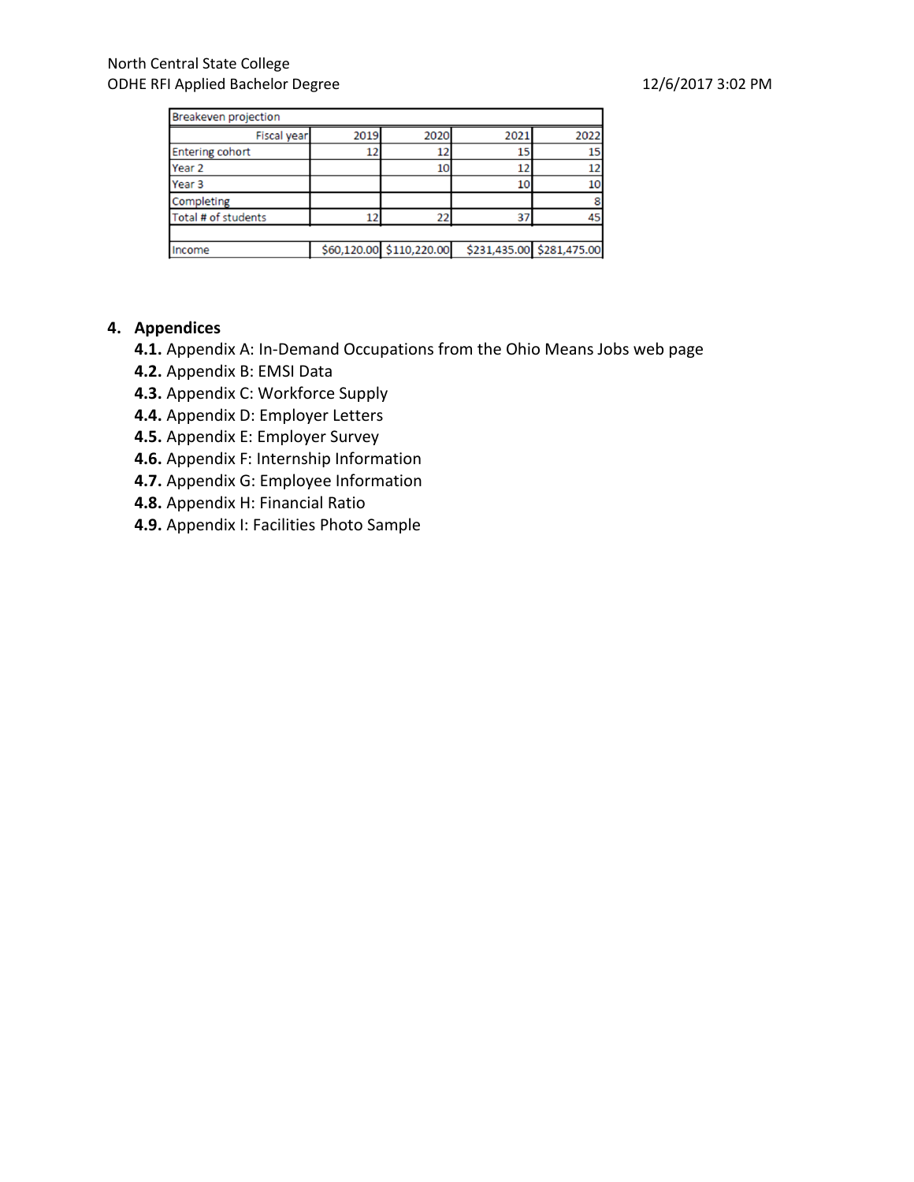| Breakeven projection | | | | |
|---|---|---|---|---|
| Fiscal year | 2019 | 2020 | 2021 | 2022 |
| Entering cohort | 12 | 12 | 15 | 15 |
| Year 2 | | 10 | 12 | 12 |
| Year 3 | | | 10 | 10 |
| Completing | | | | 8 |
| Total # of students | 12 | 22 | 37 | 45 |
| | | | | |
| Income | $60,120.00 | $110,220.00 | $231,435.00 | $281,475.00 |

## 4. Appendices

- **4.1.** Appendix A: In-Demand Occupations from the Ohio Means Jobs web page
- **4.2.** Appendix B: EMSI Data
- **4.3.** Appendix C: Workforce Supply
- **4.4.** Appendix D: Employer Letters
- **4.5.** Appendix E: Employer Survey
- **4.6.** Appendix F: Internship Information
- **4.7.** Appendix G: Employee Information
- **4.8.** Appendix H: Financial Ratio
- **4.9.** Appendix I: Facilities Photo Sample